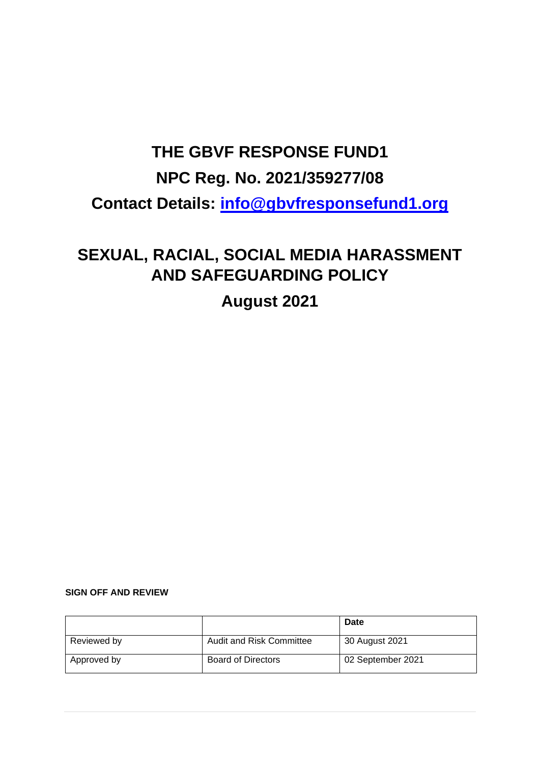# THE GBVF RESPONSE FUND1

## NPC Reg. No. 2021/359277/08

## Contact Details: [info@gbvfresponsefund1.org](mailto:info@gbvfresponsefund1.org)

# SEXUAL, RACIAL, SOCIAL MEDIA HARASSMENT AND SAFEGUARDING POLICY

## August 2021

**SIGN OFF AND REVIEW**

| | | **Date** |
|---|---|---|
| Reviewed by | Audit and Risk Committee | 30 August 2021 |
| Approved by | Board of Directors | 02 September 2021 |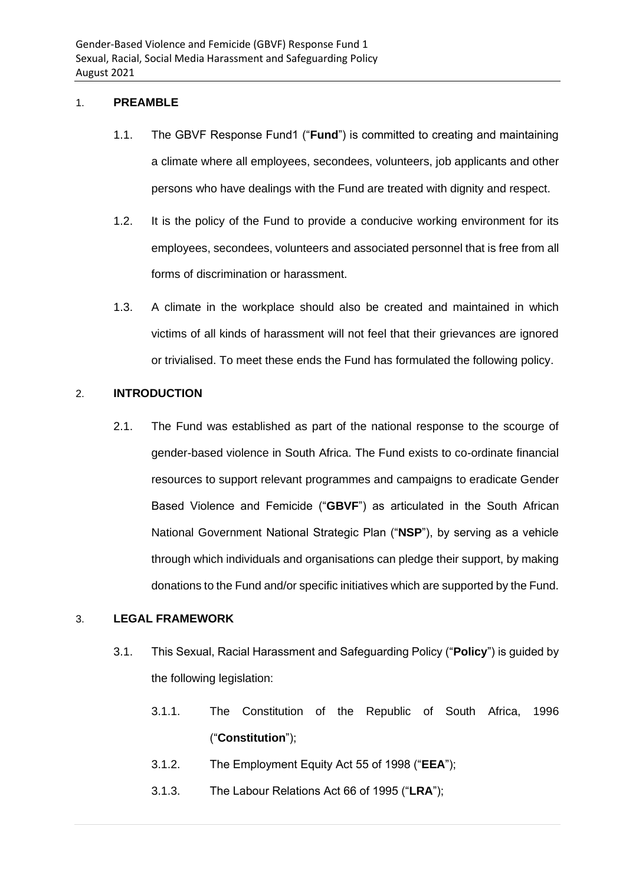## 1. PREAMBLE

1.1. The GBVF Response Fund1 ("**Fund**") is committed to creating and maintaining a climate where all employees, secondees, volunteers, job applicants and other persons who have dealings with the Fund are treated with dignity and respect.

1.2. It is the policy of the Fund to provide a conducive working environment for its employees, secondees, volunteers and associated personnel that is free from all forms of discrimination or harassment.

1.3. A climate in the workplace should also be created and maintained in which victims of all kinds of harassment will not feel that their grievances are ignored or trivialised. To meet these ends the Fund has formulated the following policy.

## 2. INTRODUCTION

2.1. The Fund was established as part of the national response to the scourge of gender-based violence in South Africa. The Fund exists to co-ordinate financial resources to support relevant programmes and campaigns to eradicate Gender Based Violence and Femicide ("**GBVF**") as articulated in the South African National Government National Strategic Plan ("**NSP**"), by serving as a vehicle through which individuals and organisations can pledge their support, by making donations to the Fund and/or specific initiatives which are supported by the Fund.

## 3. LEGAL FRAMEWORK

3.1. This Sexual, Racial Harassment and Safeguarding Policy ("**Policy**") is guided by the following legislation:

3.1.1. The Constitution of the Republic of South Africa, 1996 ("**Constitution**");

3.1.2. The Employment Equity Act 55 of 1998 ("**EEA**");

3.1.3. The Labour Relations Act 66 of 1995 ("**LRA**");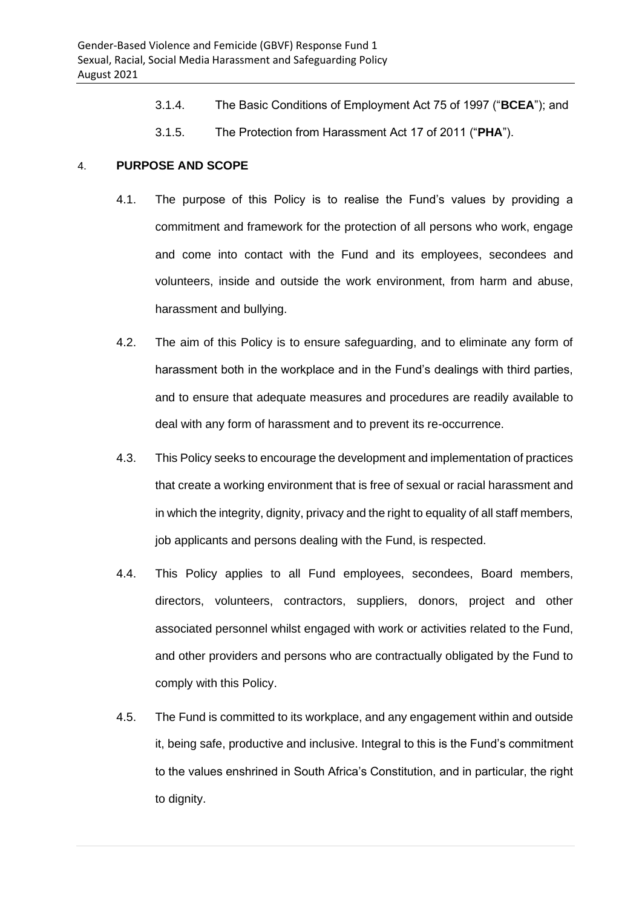3.1.4. The Basic Conditions of Employment Act 75 of 1997 ("**BCEA**"); and

3.1.5. The Protection from Harassment Act 17 of 2011 ("**PHA**").

4. **PURPOSE AND SCOPE**

4.1. The purpose of this Policy is to realise the Fund's values by providing a commitment and framework for the protection of all persons who work, engage and come into contact with the Fund and its employees, secondees and volunteers, inside and outside the work environment, from harm and abuse, harassment and bullying.

4.2. The aim of this Policy is to ensure safeguarding, and to eliminate any form of harassment both in the workplace and in the Fund's dealings with third parties, and to ensure that adequate measures and procedures are readily available to deal with any form of harassment and to prevent its re-occurrence.

4.3. This Policy seeks to encourage the development and implementation of practices that create a working environment that is free of sexual or racial harassment and in which the integrity, dignity, privacy and the right to equality of all staff members, job applicants and persons dealing with the Fund, is respected.

4.4. This Policy applies to all Fund employees, secondees, Board members, directors, volunteers, contractors, suppliers, donors, project and other associated personnel whilst engaged with work or activities related to the Fund, and other providers and persons who are contractually obligated by the Fund to comply with this Policy.

4.5. The Fund is committed to its workplace, and any engagement within and outside it, being safe, productive and inclusive. Integral to this is the Fund's commitment to the values enshrined in South Africa's Constitution, and in particular, the right to dignity.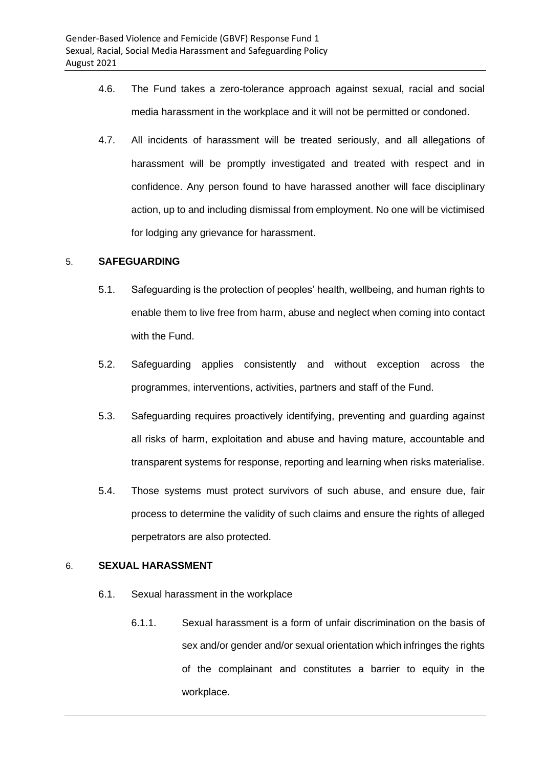4.6. The Fund takes a zero-tolerance approach against sexual, racial and social media harassment in the workplace and it will not be permitted or condoned.

4.7. All incidents of harassment will be treated seriously, and all allegations of harassment will be promptly investigated and treated with respect and in confidence. Any person found to have harassed another will face disciplinary action, up to and including dismissal from employment. No one will be victimised for lodging any grievance for harassment.

## 5. SAFEGUARDING

5.1. Safeguarding is the protection of peoples' health, wellbeing, and human rights to enable them to live free from harm, abuse and neglect when coming into contact with the Fund.

5.2. Safeguarding applies consistently and without exception across the programmes, interventions, activities, partners and staff of the Fund.

5.3. Safeguarding requires proactively identifying, preventing and guarding against all risks of harm, exploitation and abuse and having mature, accountable and transparent systems for response, reporting and learning when risks materialise.

5.4. Those systems must protect survivors of such abuse, and ensure due, fair process to determine the validity of such claims and ensure the rights of alleged perpetrators are also protected.

## 6. SEXUAL HARASSMENT

6.1. Sexual harassment in the workplace

6.1.1. Sexual harassment is a form of unfair discrimination on the basis of sex and/or gender and/or sexual orientation which infringes the rights of the complainant and constitutes a barrier to equity in the workplace.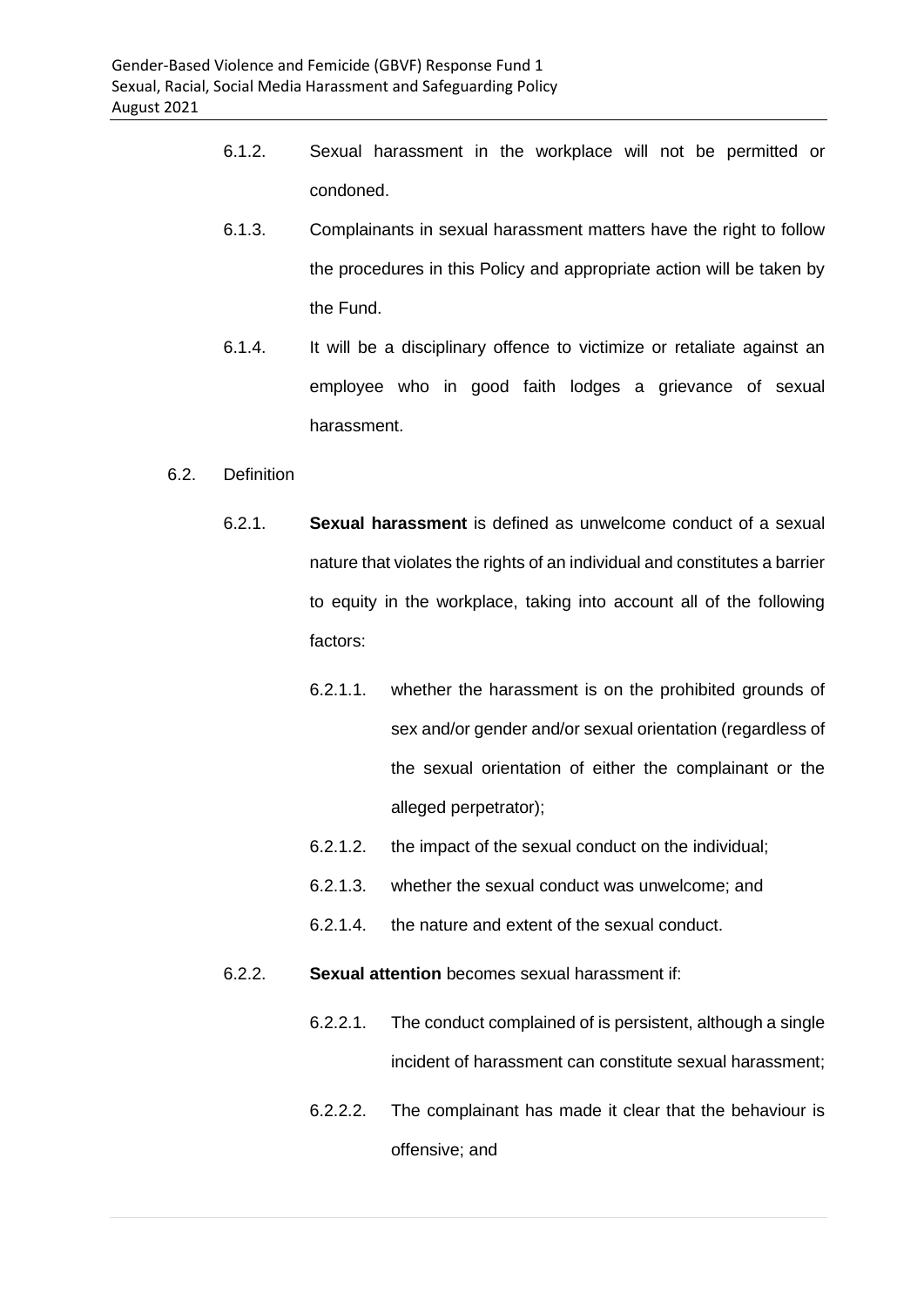6.1.2. Sexual harassment in the workplace will not be permitted or condoned.

6.1.3. Complainants in sexual harassment matters have the right to follow the procedures in this Policy and appropriate action will be taken by the Fund.

6.1.4. It will be a disciplinary offence to victimize or retaliate against an employee who in good faith lodges a grievance of sexual harassment.

6.2. Definition

6.2.1. **Sexual harassment** is defined as unwelcome conduct of a sexual nature that violates the rights of an individual and constitutes a barrier to equity in the workplace, taking into account all of the following factors:

6.2.1.1. whether the harassment is on the prohibited grounds of sex and/or gender and/or sexual orientation (regardless of the sexual orientation of either the complainant or the alleged perpetrator);

6.2.1.2. the impact of the sexual conduct on the individual;

6.2.1.3. whether the sexual conduct was unwelcome; and

6.2.1.4. the nature and extent of the sexual conduct.

6.2.2. **Sexual attention** becomes sexual harassment if:

6.2.2.1. The conduct complained of is persistent, although a single incident of harassment can constitute sexual harassment;

6.2.2.2. The complainant has made it clear that the behaviour is offensive; and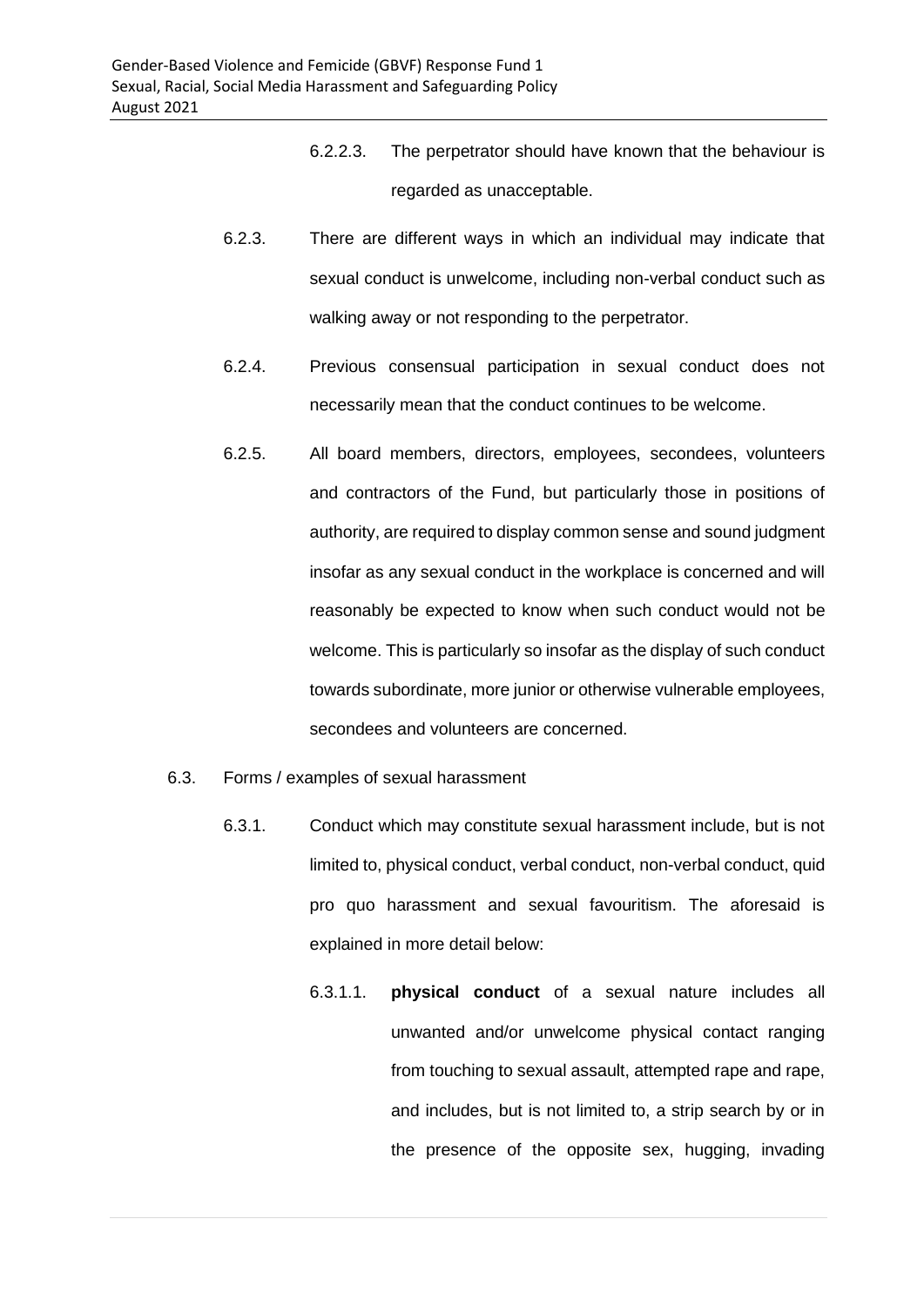6.2.2.3. The perpetrator should have known that the behaviour is regarded as unacceptable.

6.2.3. There are different ways in which an individual may indicate that sexual conduct is unwelcome, including non-verbal conduct such as walking away or not responding to the perpetrator.

6.2.4. Previous consensual participation in sexual conduct does not necessarily mean that the conduct continues to be welcome.

6.2.5. All board members, directors, employees, secondees, volunteers and contractors of the Fund, but particularly those in positions of authority, are required to display common sense and sound judgment insofar as any sexual conduct in the workplace is concerned and will reasonably be expected to know when such conduct would not be welcome. This is particularly so insofar as the display of such conduct towards subordinate, more junior or otherwise vulnerable employees, secondees and volunteers are concerned.

6.3. Forms / examples of sexual harassment

6.3.1. Conduct which may constitute sexual harassment include, but is not limited to, physical conduct, verbal conduct, non-verbal conduct, quid pro quo harassment and sexual favouritism. The aforesaid is explained in more detail below:

6.3.1.1. **physical conduct** of a sexual nature includes all unwanted and/or unwelcome physical contact ranging from touching to sexual assault, attempted rape and rape, and includes, but is not limited to, a strip search by or in the presence of the opposite sex, hugging, invading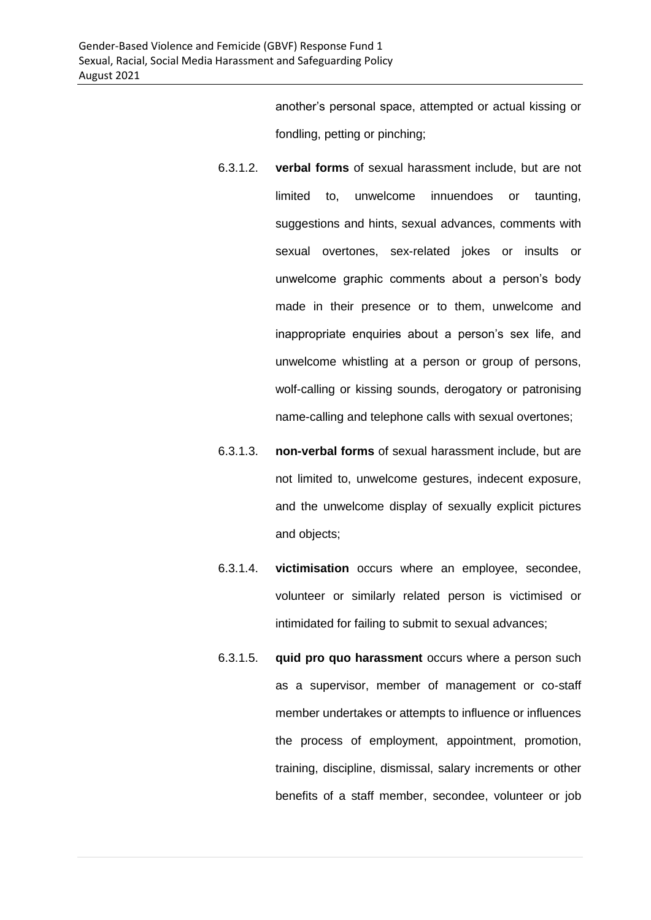another's personal space, attempted or actual kissing or fondling, petting or pinching;

6.3.1.2. **verbal forms** of sexual harassment include, but are not limited to, unwelcome innuendoes or taunting, suggestions and hints, sexual advances, comments with sexual overtones, sex-related jokes or insults or unwelcome graphic comments about a person's body made in their presence or to them, unwelcome and inappropriate enquiries about a person's sex life, and unwelcome whistling at a person or group of persons, wolf-calling or kissing sounds, derogatory or patronising name-calling and telephone calls with sexual overtones;

6.3.1.3. **non-verbal forms** of sexual harassment include, but are not limited to, unwelcome gestures, indecent exposure, and the unwelcome display of sexually explicit pictures and objects;

6.3.1.4. **victimisation** occurs where an employee, secondee, volunteer or similarly related person is victimised or intimidated for failing to submit to sexual advances;

6.3.1.5. **quid pro quo harassment** occurs where a person such as a supervisor, member of management or co-staff member undertakes or attempts to influence or influences the process of employment, appointment, promotion, training, discipline, dismissal, salary increments or other benefits of a staff member, secondee, volunteer or job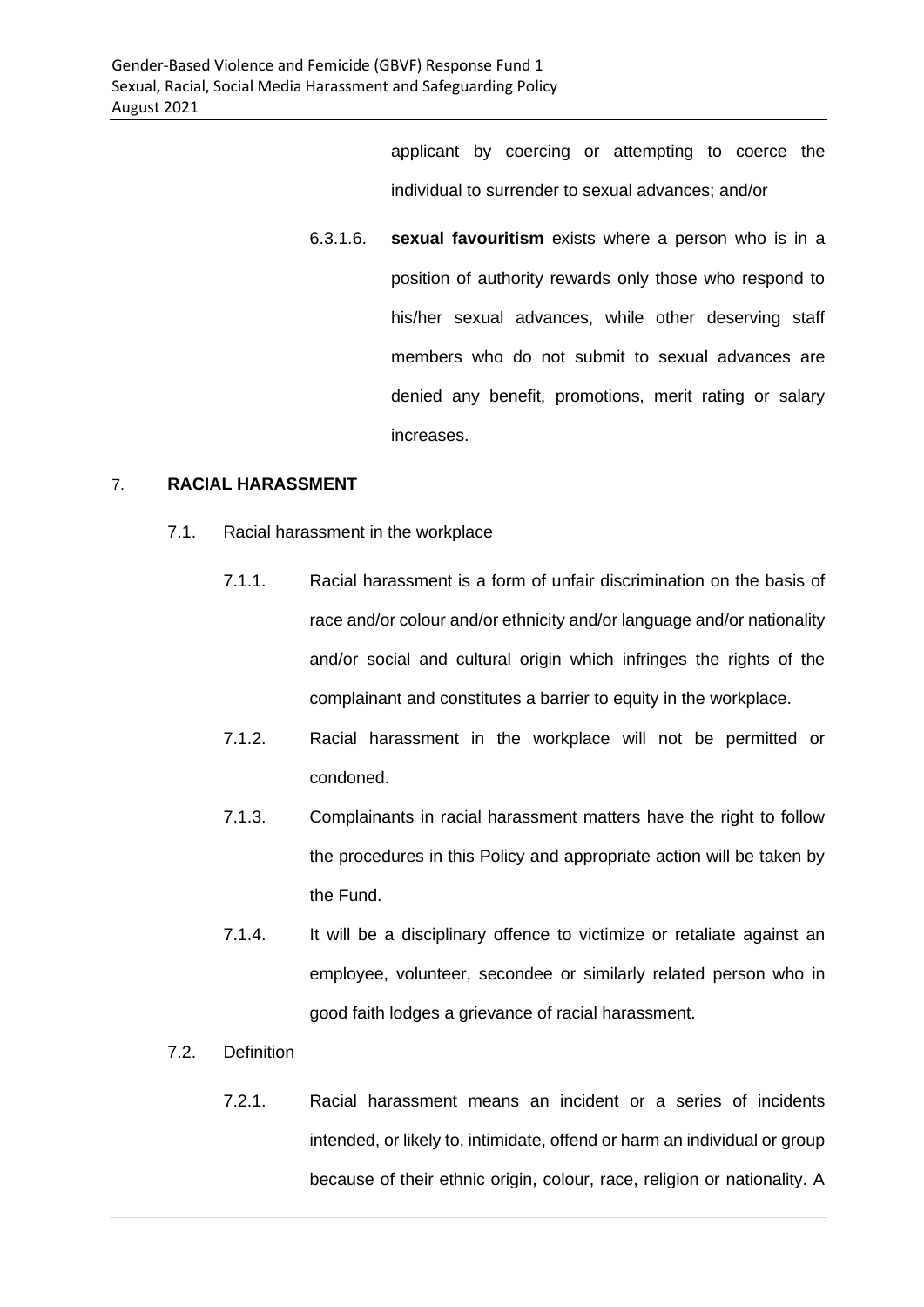applicant by coercing or attempting to coerce the individual to surrender to sexual advances; and/or

6.3.1.6. **sexual favouritism** exists where a person who is in a position of authority rewards only those who respond to his/her sexual advances, while other deserving staff members who do not submit to sexual advances are denied any benefit, promotions, merit rating or salary increases.

## 7. RACIAL HARASSMENT

7.1. Racial harassment in the workplace

7.1.1. Racial harassment is a form of unfair discrimination on the basis of race and/or colour and/or ethnicity and/or language and/or nationality and/or social and cultural origin which infringes the rights of the complainant and constitutes a barrier to equity in the workplace.

7.1.2. Racial harassment in the workplace will not be permitted or condoned.

7.1.3. Complainants in racial harassment matters have the right to follow the procedures in this Policy and appropriate action will be taken by the Fund.

7.1.4. It will be a disciplinary offence to victimize or retaliate against an employee, volunteer, secondee or similarly related person who in good faith lodges a grievance of racial harassment.

7.2. Definition

7.2.1. Racial harassment means an incident or a series of incidents intended, or likely to, intimidate, offend or harm an individual or group because of their ethnic origin, colour, race, religion or nationality. A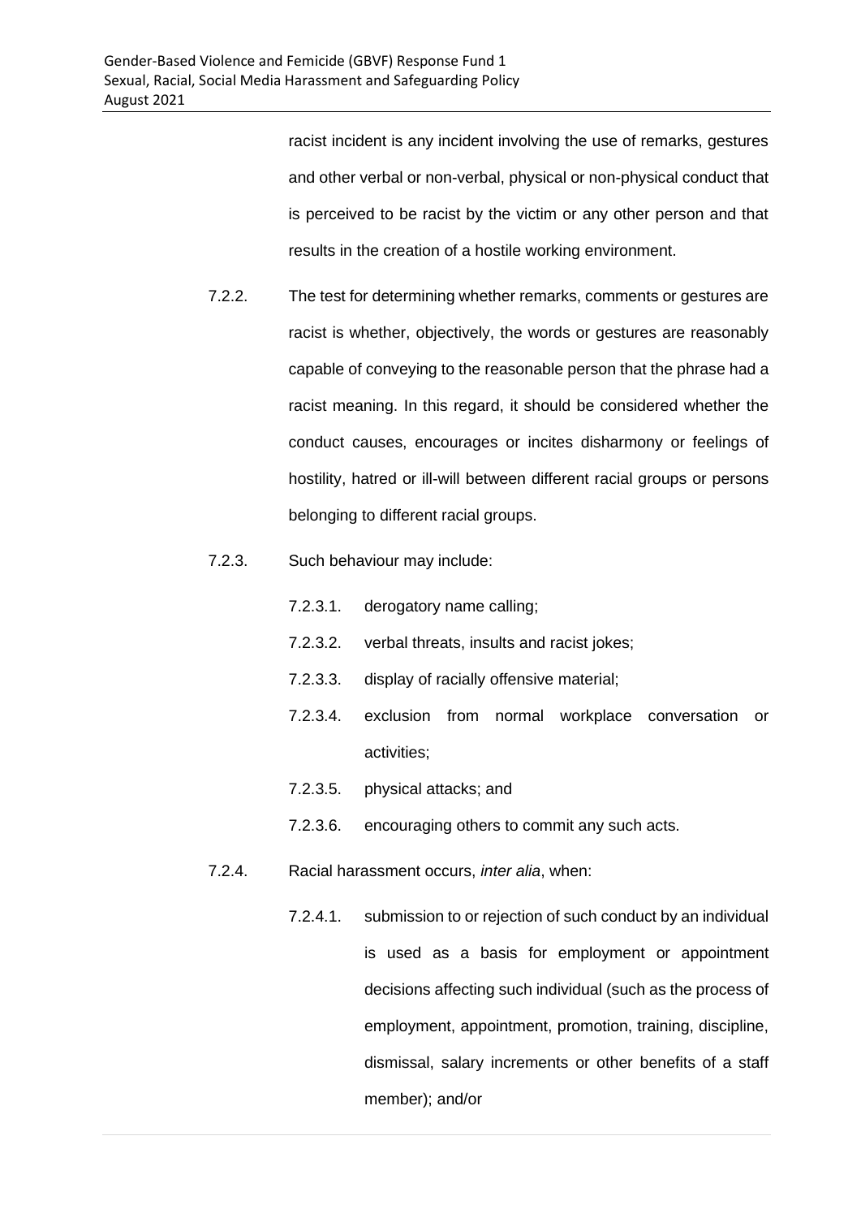racist incident is any incident involving the use of remarks, gestures and other verbal or non-verbal, physical or non-physical conduct that is perceived to be racist by the victim or any other person and that results in the creation of a hostile working environment.

7.2.2. The test for determining whether remarks, comments or gestures are racist is whether, objectively, the words or gestures are reasonably capable of conveying to the reasonable person that the phrase had a racist meaning. In this regard, it should be considered whether the conduct causes, encourages or incites disharmony or feelings of hostility, hatred or ill-will between different racial groups or persons belonging to different racial groups.

7.2.3. Such behaviour may include:

- 7.2.3.1. derogatory name calling;
- 7.2.3.2. verbal threats, insults and racist jokes;
- 7.2.3.3. display of racially offensive material;
- 7.2.3.4. exclusion from normal workplace conversation or activities;
- 7.2.3.5. physical attacks; and
- 7.2.3.6. encouraging others to commit any such acts.

7.2.4. Racial harassment occurs, *inter alia*, when:

- 7.2.4.1. submission to or rejection of such conduct by an individual is used as a basis for employment or appointment decisions affecting such individual (such as the process of employment, appointment, promotion, training, discipline, dismissal, salary increments or other benefits of a staff member); and/or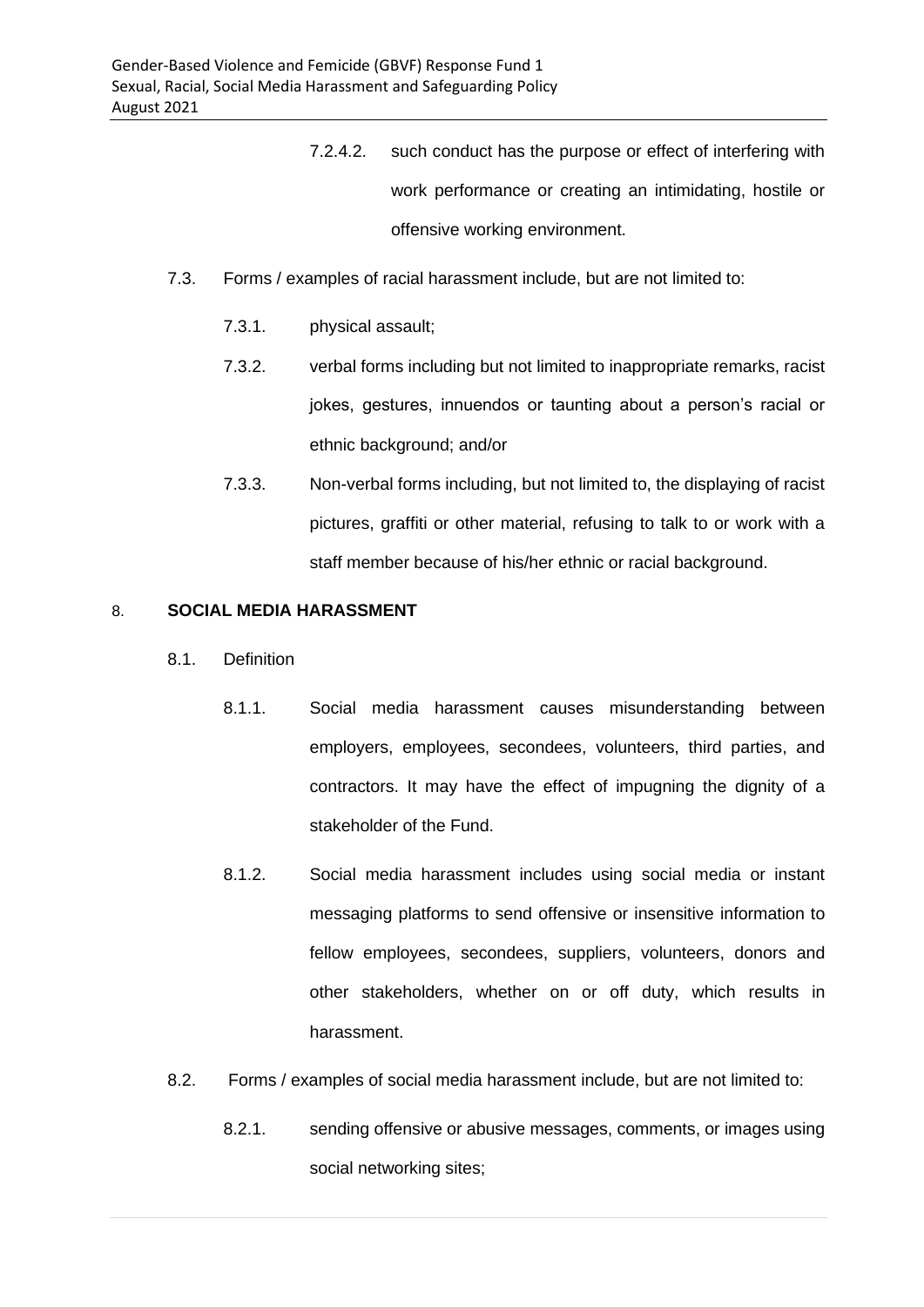7.2.4.2. such conduct has the purpose or effect of interfering with work performance or creating an intimidating, hostile or offensive working environment.

7.3. Forms / examples of racial harassment include, but are not limited to:

7.3.1. physical assault;

7.3.2. verbal forms including but not limited to inappropriate remarks, racist jokes, gestures, innuendos or taunting about a person's racial or ethnic background; and/or

7.3.3. Non-verbal forms including, but not limited to, the displaying of racist pictures, graffiti or other material, refusing to talk to or work with a staff member because of his/her ethnic or racial background.

## 8. SOCIAL MEDIA HARASSMENT

8.1. Definition

8.1.1. Social media harassment causes misunderstanding between employers, employees, secondees, volunteers, third parties, and contractors. It may have the effect of impugning the dignity of a stakeholder of the Fund.

8.1.2. Social media harassment includes using social media or instant messaging platforms to send offensive or insensitive information to fellow employees, secondees, suppliers, volunteers, donors and other stakeholders, whether on or off duty, which results in harassment.

8.2. Forms / examples of social media harassment include, but are not limited to:

8.2.1. sending offensive or abusive messages, comments, or images using social networking sites;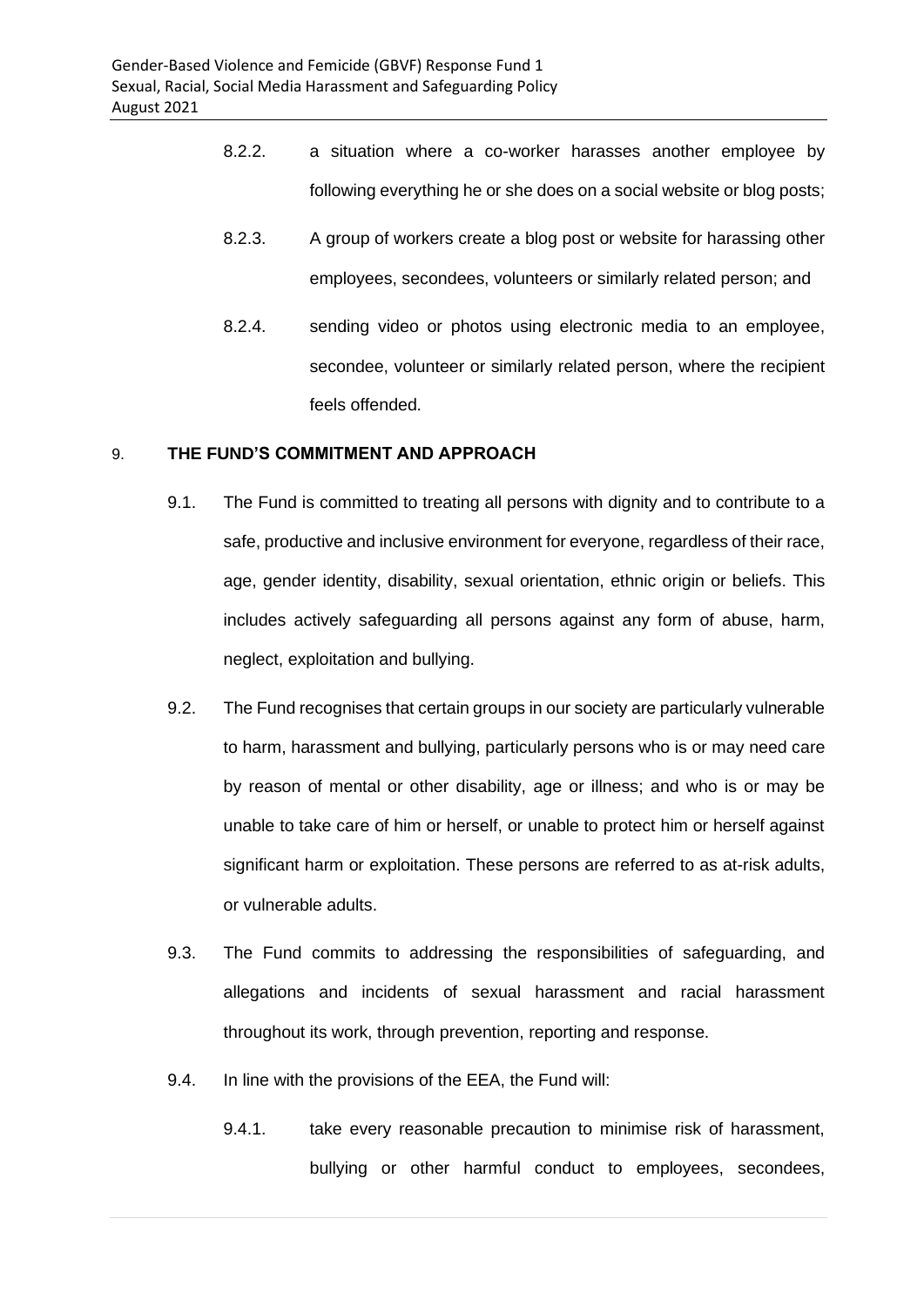8.2.2. a situation where a co-worker harasses another employee by following everything he or she does on a social website or blog posts;

8.2.3. A group of workers create a blog post or website for harassing other employees, secondees, volunteers or similarly related person; and

8.2.4. sending video or photos using electronic media to an employee, secondee, volunteer or similarly related person, where the recipient feels offended.

## 9. THE FUND'S COMMITMENT AND APPROACH

9.1. The Fund is committed to treating all persons with dignity and to contribute to a safe, productive and inclusive environment for everyone, regardless of their race, age, gender identity, disability, sexual orientation, ethnic origin or beliefs. This includes actively safeguarding all persons against any form of abuse, harm, neglect, exploitation and bullying.

9.2. The Fund recognises that certain groups in our society are particularly vulnerable to harm, harassment and bullying, particularly persons who is or may need care by reason of mental or other disability, age or illness; and who is or may be unable to take care of him or herself, or unable to protect him or herself against significant harm or exploitation. These persons are referred to as at-risk adults, or vulnerable adults.

9.3. The Fund commits to addressing the responsibilities of safeguarding, and allegations and incidents of sexual harassment and racial harassment throughout its work, through prevention, reporting and response.

9.4. In line with the provisions of the EEA, the Fund will:

9.4.1. take every reasonable precaution to minimise risk of harassment, bullying or other harmful conduct to employees, secondees,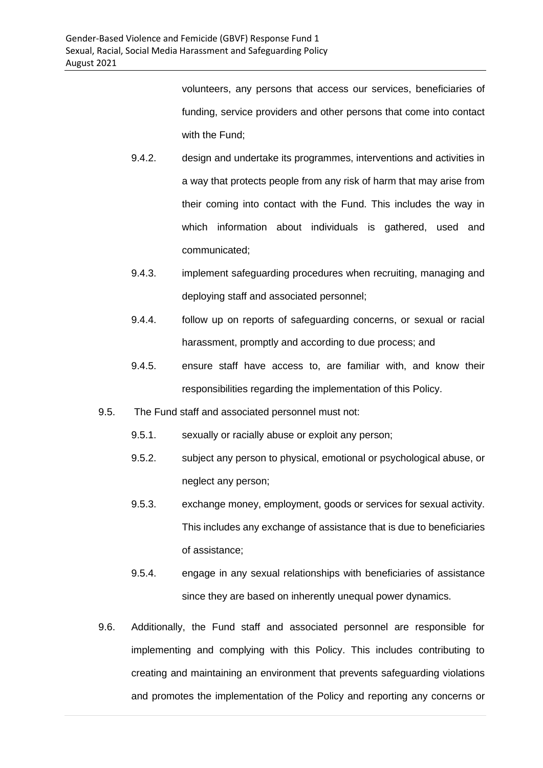volunteers, any persons that access our services, beneficiaries of funding, service providers and other persons that come into contact with the Fund;

9.4.2. design and undertake its programmes, interventions and activities in a way that protects people from any risk of harm that may arise from their coming into contact with the Fund. This includes the way in which information about individuals is gathered, used and communicated;

9.4.3. implement safeguarding procedures when recruiting, managing and deploying staff and associated personnel;

9.4.4. follow up on reports of safeguarding concerns, or sexual or racial harassment, promptly and according to due process; and

9.4.5. ensure staff have access to, are familiar with, and know their responsibilities regarding the implementation of this Policy.

9.5. The Fund staff and associated personnel must not:

9.5.1. sexually or racially abuse or exploit any person;

9.5.2. subject any person to physical, emotional or psychological abuse, or neglect any person;

9.5.3. exchange money, employment, goods or services for sexual activity. This includes any exchange of assistance that is due to beneficiaries of assistance;

9.5.4. engage in any sexual relationships with beneficiaries of assistance since they are based on inherently unequal power dynamics.

9.6. Additionally, the Fund staff and associated personnel are responsible for implementing and complying with this Policy. This includes contributing to creating and maintaining an environment that prevents safeguarding violations and promotes the implementation of the Policy and reporting any concerns or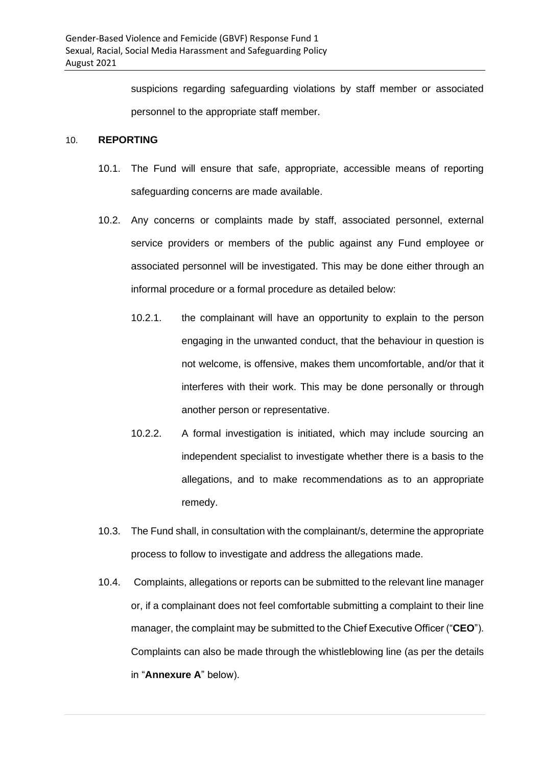suspicions regarding safeguarding violations by staff member or associated personnel to the appropriate staff member.

## 10. REPORTING

10.1. The Fund will ensure that safe, appropriate, accessible means of reporting safeguarding concerns are made available.

10.2. Any concerns or complaints made by staff, associated personnel, external service providers or members of the public against any Fund employee or associated personnel will be investigated. This may be done either through an informal procedure or a formal procedure as detailed below:

10.2.1. the complainant will have an opportunity to explain to the person engaging in the unwanted conduct, that the behaviour in question is not welcome, is offensive, makes them uncomfortable, and/or that it interferes with their work. This may be done personally or through another person or representative.

10.2.2. A formal investigation is initiated, which may include sourcing an independent specialist to investigate whether there is a basis to the allegations, and to make recommendations as to an appropriate remedy.

10.3. The Fund shall, in consultation with the complainant/s, determine the appropriate process to follow to investigate and address the allegations made.

10.4. Complaints, allegations or reports can be submitted to the relevant line manager or, if a complainant does not feel comfortable submitting a complaint to their line manager, the complaint may be submitted to the Chief Executive Officer ("**CEO**"). Complaints can also be made through the whistleblowing line (as per the details in "**Annexure A**" below).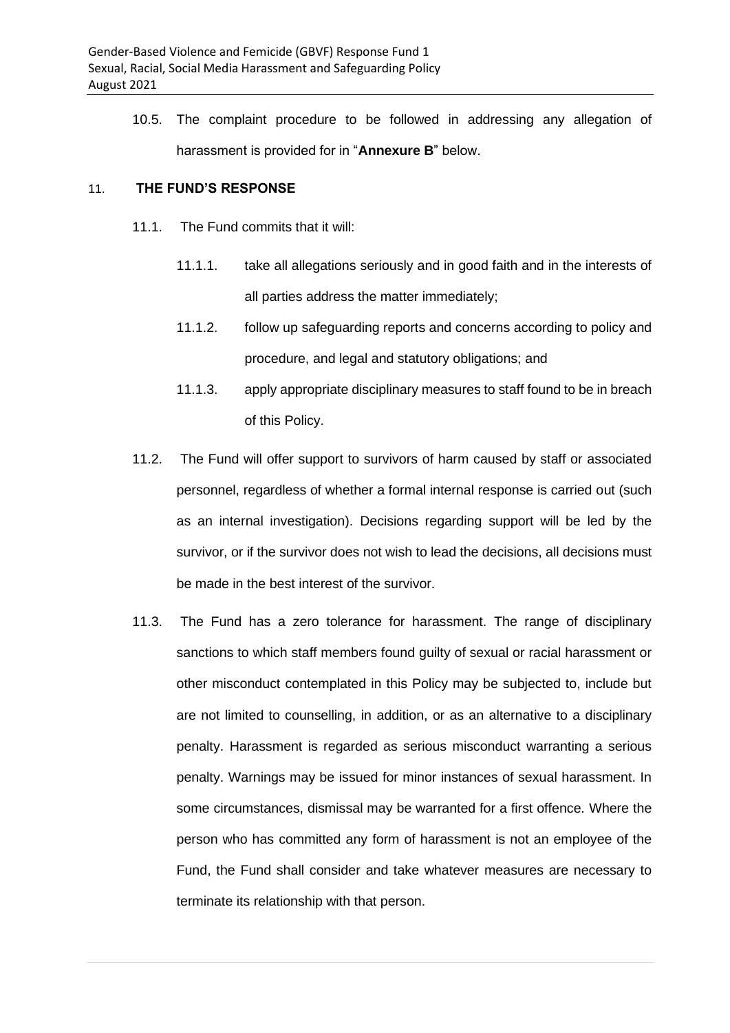10.5. The complaint procedure to be followed in addressing any allegation of harassment is provided for in "**Annexure B**" below.

## 11. THE FUND'S RESPONSE

11.1. The Fund commits that it will:

11.1.1. take all allegations seriously and in good faith and in the interests of all parties address the matter immediately;

11.1.2. follow up safeguarding reports and concerns according to policy and procedure, and legal and statutory obligations; and

11.1.3. apply appropriate disciplinary measures to staff found to be in breach of this Policy.

11.2. The Fund will offer support to survivors of harm caused by staff or associated personnel, regardless of whether a formal internal response is carried out (such as an internal investigation). Decisions regarding support will be led by the survivor, or if the survivor does not wish to lead the decisions, all decisions must be made in the best interest of the survivor.

11.3. The Fund has a zero tolerance for harassment. The range of disciplinary sanctions to which staff members found guilty of sexual or racial harassment or other misconduct contemplated in this Policy may be subjected to, include but are not limited to counselling, in addition, or as an alternative to a disciplinary penalty. Harassment is regarded as serious misconduct warranting a serious penalty. Warnings may be issued for minor instances of sexual harassment. In some circumstances, dismissal may be warranted for a first offence. Where the person who has committed any form of harassment is not an employee of the Fund, the Fund shall consider and take whatever measures are necessary to terminate its relationship with that person.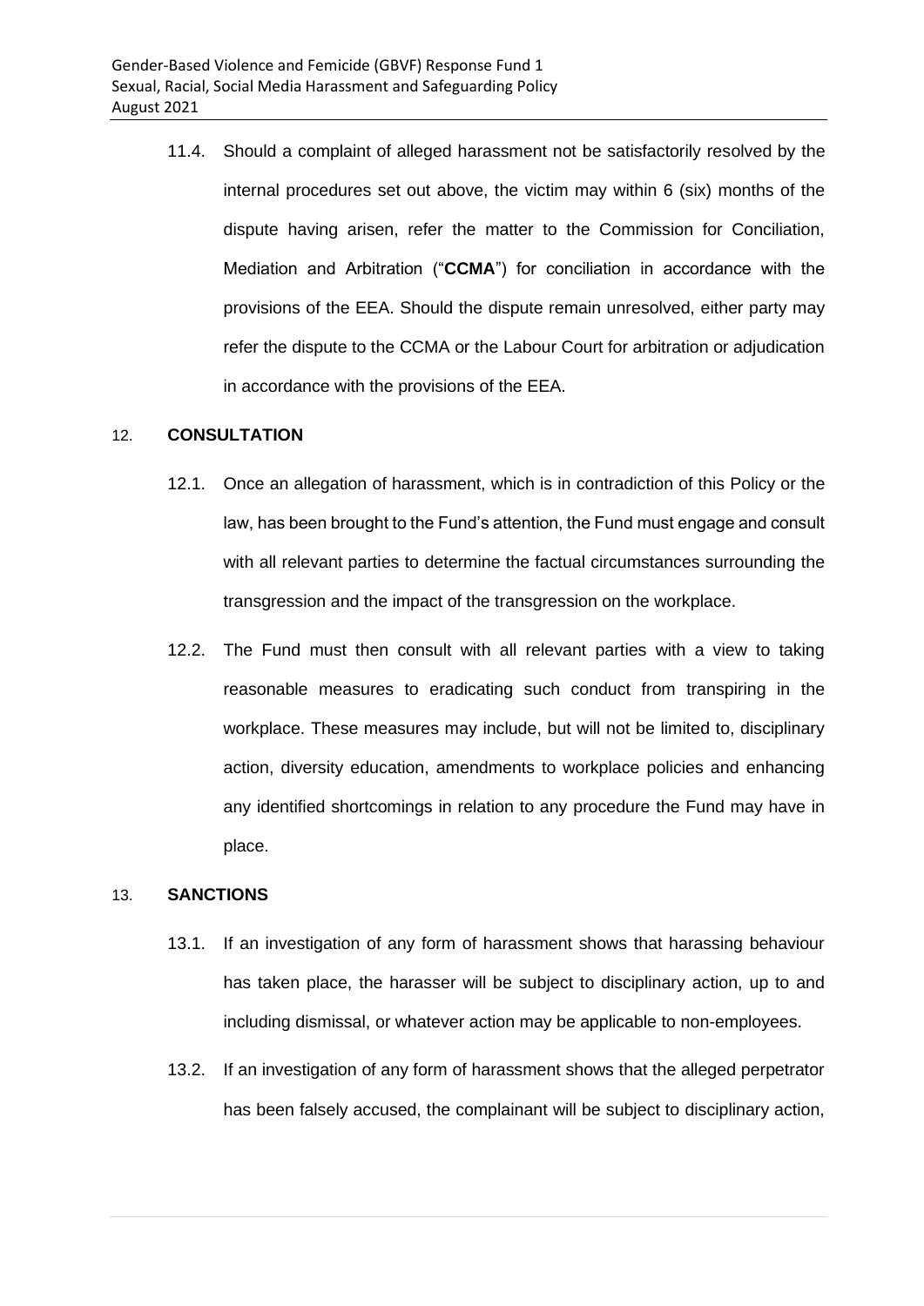11.4. Should a complaint of alleged harassment not be satisfactorily resolved by the internal procedures set out above, the victim may within 6 (six) months of the dispute having arisen, refer the matter to the Commission for Conciliation, Mediation and Arbitration ("**CCMA**") for conciliation in accordance with the provisions of the EEA. Should the dispute remain unresolved, either party may refer the dispute to the CCMA or the Labour Court for arbitration or adjudication in accordance with the provisions of the EEA.

## 12. CONSULTATION

12.1. Once an allegation of harassment, which is in contradiction of this Policy or the law, has been brought to the Fund's attention, the Fund must engage and consult with all relevant parties to determine the factual circumstances surrounding the transgression and the impact of the transgression on the workplace.

12.2. The Fund must then consult with all relevant parties with a view to taking reasonable measures to eradicating such conduct from transpiring in the workplace. These measures may include, but will not be limited to, disciplinary action, diversity education, amendments to workplace policies and enhancing any identified shortcomings in relation to any procedure the Fund may have in place.

## 13. SANCTIONS

13.1. If an investigation of any form of harassment shows that harassing behaviour has taken place, the harasser will be subject to disciplinary action, up to and including dismissal, or whatever action may be applicable to non-employees.

13.2. If an investigation of any form of harassment shows that the alleged perpetrator has been falsely accused, the complainant will be subject to disciplinary action,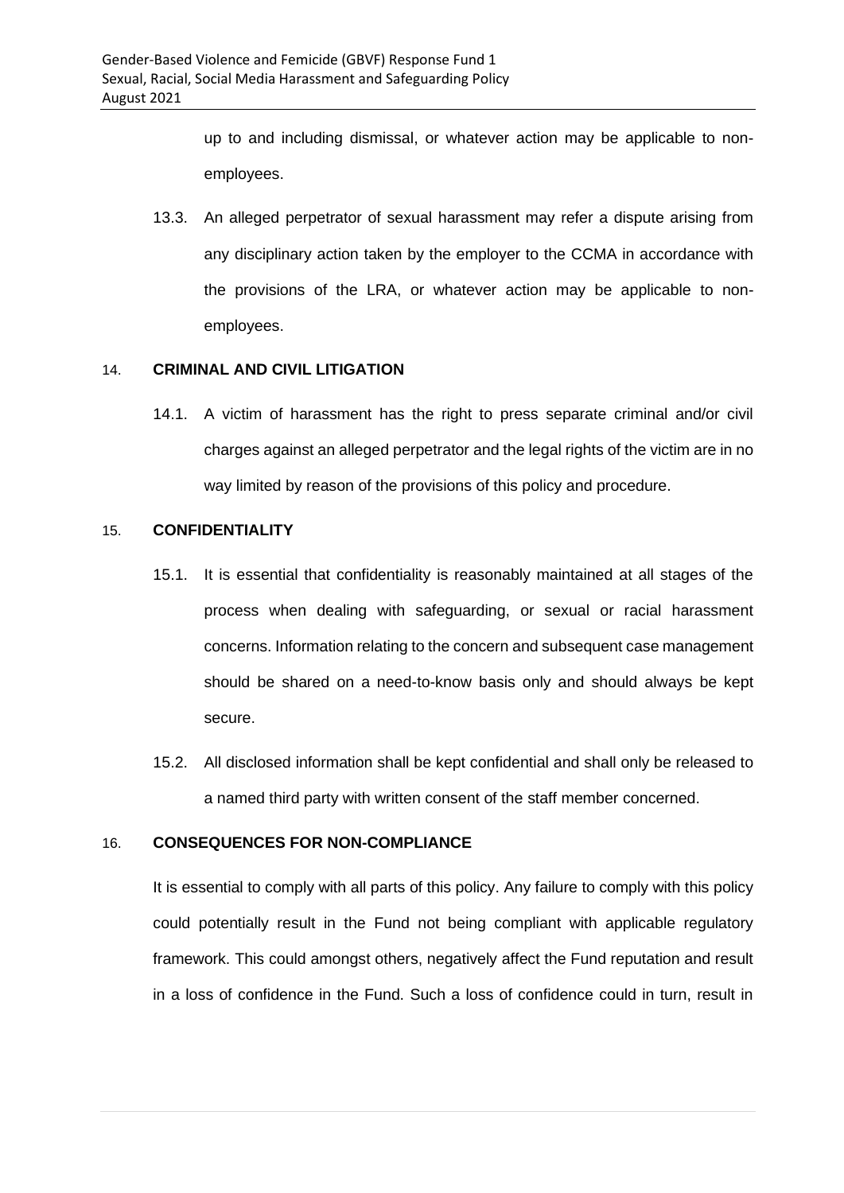up to and including dismissal, or whatever action may be applicable to non-employees.

13.3. An alleged perpetrator of sexual harassment may refer a dispute arising from any disciplinary action taken by the employer to the CCMA in accordance with the provisions of the LRA, or whatever action may be applicable to non-employees.

## 14. CRIMINAL AND CIVIL LITIGATION

14.1. A victim of harassment has the right to press separate criminal and/or civil charges against an alleged perpetrator and the legal rights of the victim are in no way limited by reason of the provisions of this policy and procedure.

## 15. CONFIDENTIALITY

15.1. It is essential that confidentiality is reasonably maintained at all stages of the process when dealing with safeguarding, or sexual or racial harassment concerns. Information relating to the concern and subsequent case management should be shared on a need-to-know basis only and should always be kept secure.

15.2. All disclosed information shall be kept confidential and shall only be released to a named third party with written consent of the staff member concerned.

## 16. CONSEQUENCES FOR NON-COMPLIANCE

It is essential to comply with all parts of this policy. Any failure to comply with this policy could potentially result in the Fund not being compliant with applicable regulatory framework. This could amongst others, negatively affect the Fund reputation and result in a loss of confidence in the Fund. Such a loss of confidence could in turn, result in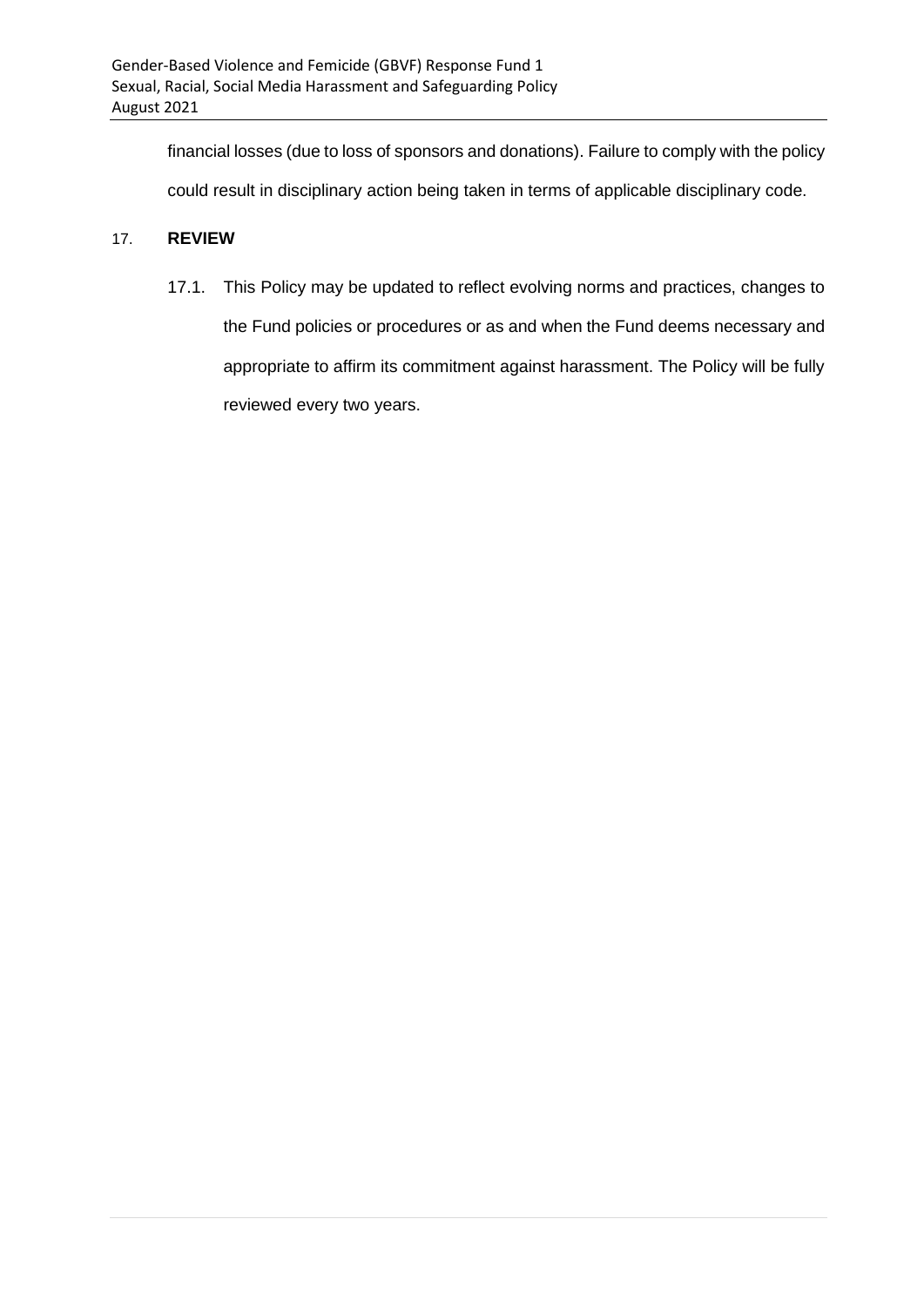financial losses (due to loss of sponsors and donations). Failure to comply with the policy could result in disciplinary action being taken in terms of applicable disciplinary code.

## 17. **REVIEW**

17.1. This Policy may be updated to reflect evolving norms and practices, changes to the Fund policies or procedures or as and when the Fund deems necessary and appropriate to affirm its commitment against harassment. The Policy will be fully reviewed every two years.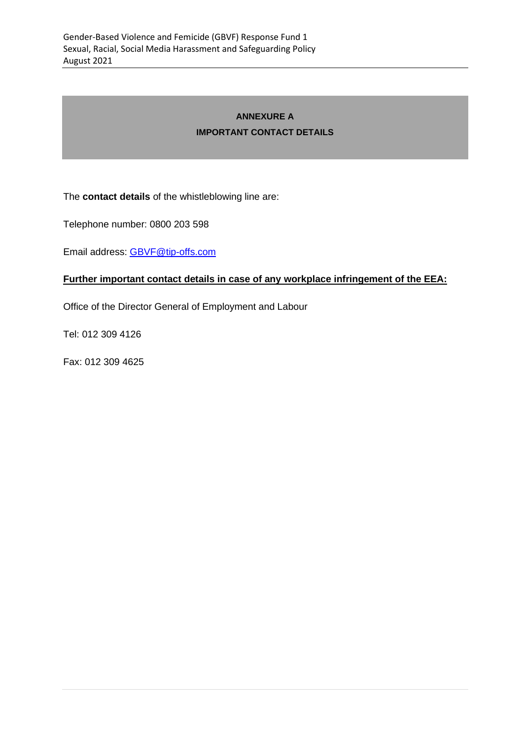## ANNEXURE A
## IMPORTANT CONTACT DETAILS

The **contact details** of the whistleblowing line are:

Telephone number: 0800 203 598

Email address: GBVF@tip-offs.com

**Further important contact details in case of any workplace infringement of the EEA:**

Office of the Director General of Employment and Labour

Tel: 012 309 4126

Fax: 012 309 4625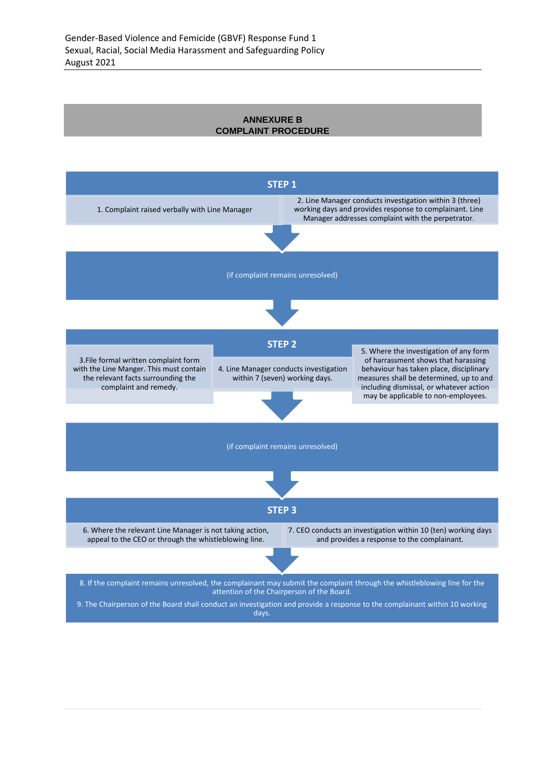## ANNEXURE B
## COMPLAINT PROCEDURE

### STEP 1

1. Complaint raised verbally with Line Manager

2. Line Manager conducts investigation within 3 (three) working days and provides response to complainant. Line Manager addresses complaint with the perpetrator.

(if complaint remains unresolved)

### STEP 2

3.File formal written complaint form with the Line Manger. This must contain the relevant facts surrounding the complaint and remedy.

4. Line Manager conducts investigation within 7 (seven) working days.

5. Where the investigation of any form of harrassment shows that harassing behaviour has taken place, disciplinary measures shall be determined, up to and including dismissal, or whatever action may be applicable to non-employees.

(if complaint remains unresolved)

### STEP 3

6. Where the relevant Line Manager is not taking action, appeal to the CEO or through the whistleblowing line.

7. CEO conducts an investigation within 10 (ten) working days and provides a response to the complainant.

8. If the complaint remains unresolved, the complainant may submit the complaint through the whistleblowing line for the attention of the Chairperson of the Board.

9. The Chairperson of the Board shall conduct an investigation and provide a response to the complainant within 10 working days.